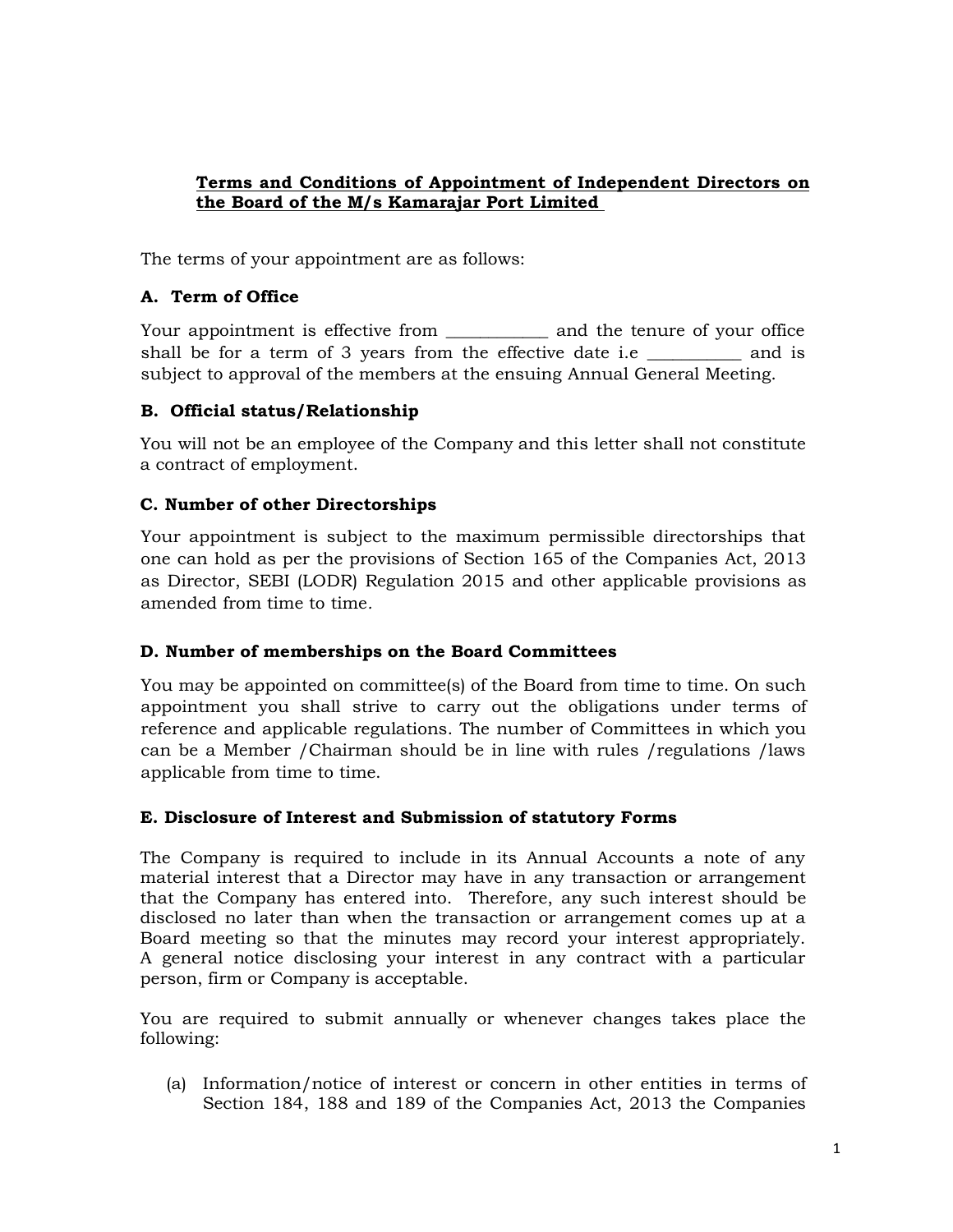**Terms and Conditions of Appointment of Independent Directors on the Board of the M/s Kamarajar Port Limited**

The terms of your appointment are as follows:

### A. Term of Office

Your appointment is effective from ___________ and the tenure of your office shall be for a term of 3 years from the effective date i.e __________ and is subject to approval of the members at the ensuing Annual General Meeting.

### B. Official status/Relationship

You will not be an employee of the Company and this letter shall not constitute a contract of employment.

### C. Number of other Directorships

Your appointment is subject to the maximum permissible directorships that one can hold as per the provisions of Section 165 of the Companies Act, 2013 as Director, SEBI (LODR) Regulation 2015 and other applicable provisions as amended from time to time.

### D. Number of memberships on the Board Committees

You may be appointed on committee(s) of the Board from time to time. On such appointment you shall strive to carry out the obligations under terms of reference and applicable regulations. The number of Committees in which you can be a Member /Chairman should be in line with rules /regulations /laws applicable from time to time.

### E. Disclosure of Interest and Submission of statutory Forms

The Company is required to include in its Annual Accounts a note of any material interest that a Director may have in any transaction or arrangement that the Company has entered into. Therefore, any such interest should be disclosed no later than when the transaction or arrangement comes up at a Board meeting so that the minutes may record your interest appropriately. A general notice disclosing your interest in any contract with a particular person, firm or Company is acceptable.

You are required to submit annually or whenever changes takes place the following:

(a) Information/notice of interest or concern in other entities in terms of Section 184, 188 and 189 of the Companies Act, 2013 the Companies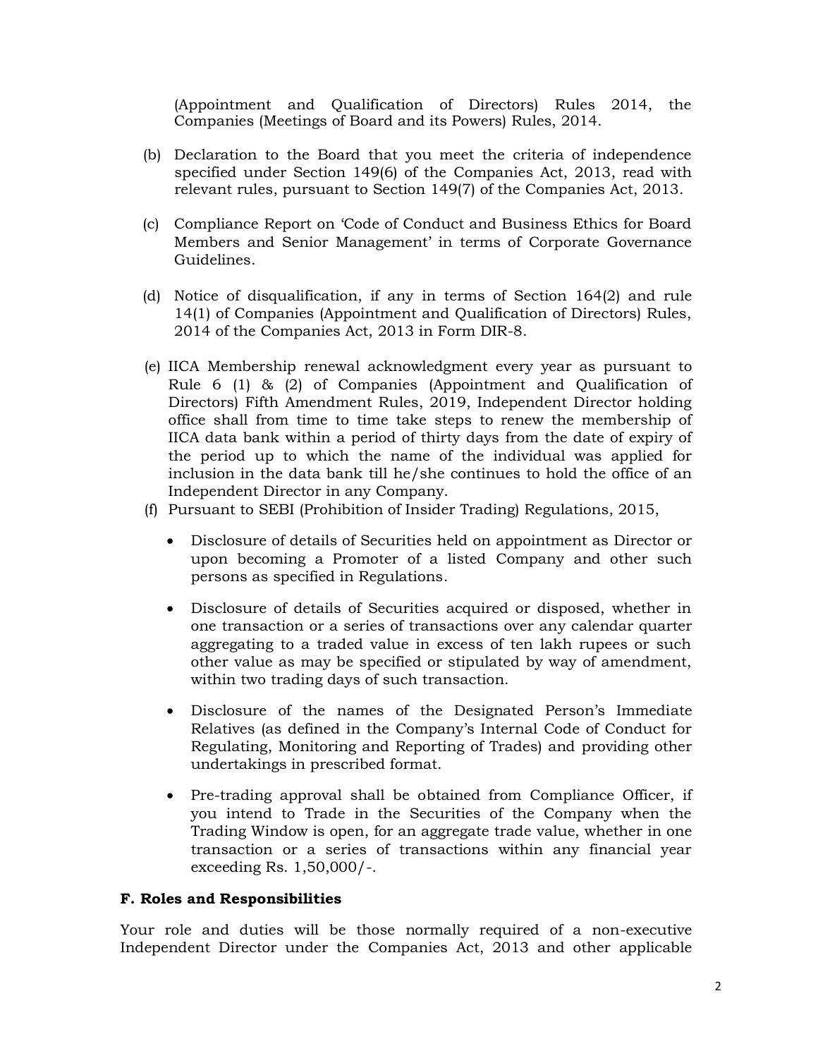(Appointment and Qualification of Directors) Rules 2014, the Companies (Meetings of Board and its Powers) Rules, 2014.

(b) Declaration to the Board that you meet the criteria of independence specified under Section 149(6) of the Companies Act, 2013, read with relevant rules, pursuant to Section 149(7) of the Companies Act, 2013.

(c) Compliance Report on 'Code of Conduct and Business Ethics for Board Members and Senior Management' in terms of Corporate Governance Guidelines.

(d) Notice of disqualification, if any in terms of Section 164(2) and rule 14(1) of Companies (Appointment and Qualification of Directors) Rules, 2014 of the Companies Act, 2013 in Form DIR-8.

(e) IICA Membership renewal acknowledgment every year as pursuant to Rule 6 (1) & (2) of Companies (Appointment and Qualification of Directors) Fifth Amendment Rules, 2019, Independent Director holding office shall from time to time take steps to renew the membership of IICA data bank within a period of thirty days from the date of expiry of the period up to which the name of the individual was applied for inclusion in the data bank till he/she continues to hold the office of an Independent Director in any Company.

(f) Pursuant to SEBI (Prohibition of Insider Trading) Regulations, 2015,

- Disclosure of details of Securities held on appointment as Director or upon becoming a Promoter of a listed Company and other such persons as specified in Regulations.

- Disclosure of details of Securities acquired or disposed, whether in one transaction or a series of transactions over any calendar quarter aggregating to a traded value in excess of ten lakh rupees or such other value as may be specified or stipulated by way of amendment, within two trading days of such transaction.

- Disclosure of the names of the Designated Person's Immediate Relatives (as defined in the Company's Internal Code of Conduct for Regulating, Monitoring and Reporting of Trades) and providing other undertakings in prescribed format.

- Pre-trading approval shall be obtained from Compliance Officer, if you intend to Trade in the Securities of the Company when the Trading Window is open, for an aggregate trade value, whether in one transaction or a series of transactions within any financial year exceeding Rs. 1,50,000/-.

**F. Roles and Responsibilities**

Your role and duties will be those normally required of a non-executive Independent Director under the Companies Act, 2013 and other applicable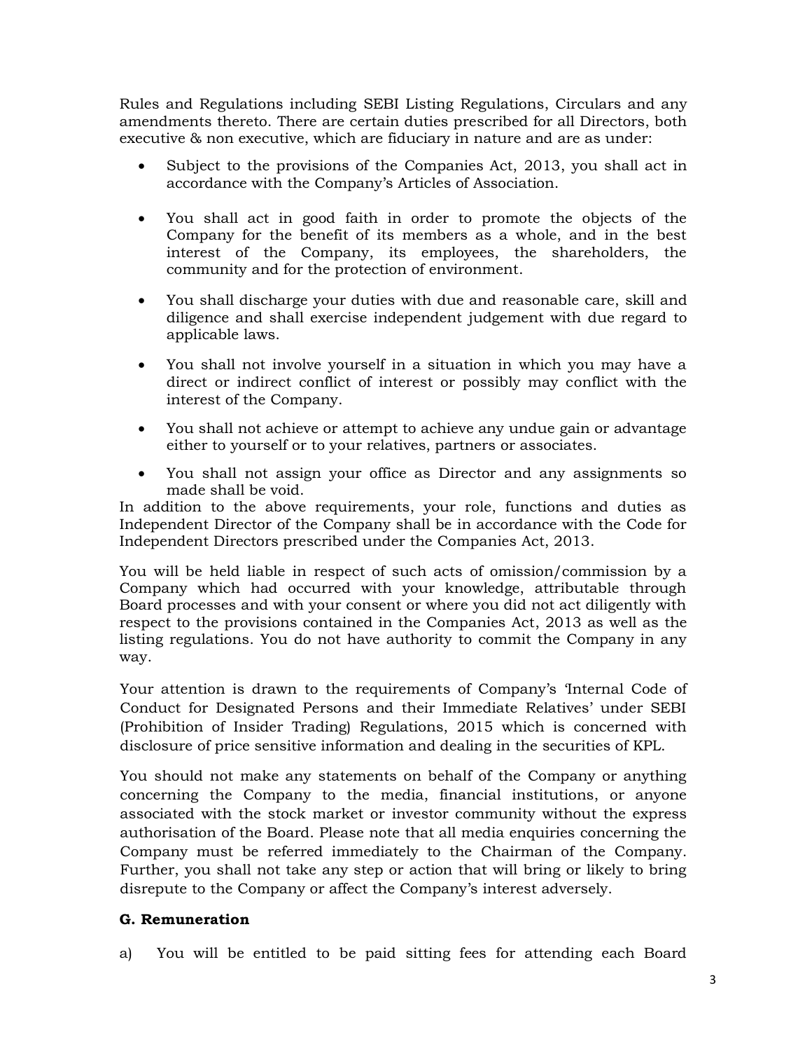Rules and Regulations including SEBI Listing Regulations, Circulars and any amendments thereto. There are certain duties prescribed for all Directors, both executive & non executive, which are fiduciary in nature and are as under:

- Subject to the provisions of the Companies Act, 2013, you shall act in accordance with the Company's Articles of Association.
- You shall act in good faith in order to promote the objects of the Company for the benefit of its members as a whole, and in the best interest of the Company, its employees, the shareholders, the community and for the protection of environment.
- You shall discharge your duties with due and reasonable care, skill and diligence and shall exercise independent judgement with due regard to applicable laws.
- You shall not involve yourself in a situation in which you may have a direct or indirect conflict of interest or possibly may conflict with the interest of the Company.
- You shall not achieve or attempt to achieve any undue gain or advantage either to yourself or to your relatives, partners or associates.
- You shall not assign your office as Director and any assignments so made shall be void.

In addition to the above requirements, your role, functions and duties as Independent Director of the Company shall be in accordance with the Code for Independent Directors prescribed under the Companies Act, 2013.

You will be held liable in respect of such acts of omission/commission by a Company which had occurred with your knowledge, attributable through Board processes and with your consent or where you did not act diligently with respect to the provisions contained in the Companies Act, 2013 as well as the listing regulations. You do not have authority to commit the Company in any way.

Your attention is drawn to the requirements of Company's 'Internal Code of Conduct for Designated Persons and their Immediate Relatives' under SEBI (Prohibition of Insider Trading) Regulations, 2015 which is concerned with disclosure of price sensitive information and dealing in the securities of KPL.

You should not make any statements on behalf of the Company or anything concerning the Company to the media, financial institutions, or anyone associated with the stock market or investor community without the express authorisation of the Board. Please note that all media enquiries concerning the Company must be referred immediately to the Chairman of the Company. Further, you shall not take any step or action that will bring or likely to bring disrepute to the Company or affect the Company's interest adversely.

**G. Remuneration**

a) You will be entitled to be paid sitting fees for attending each Board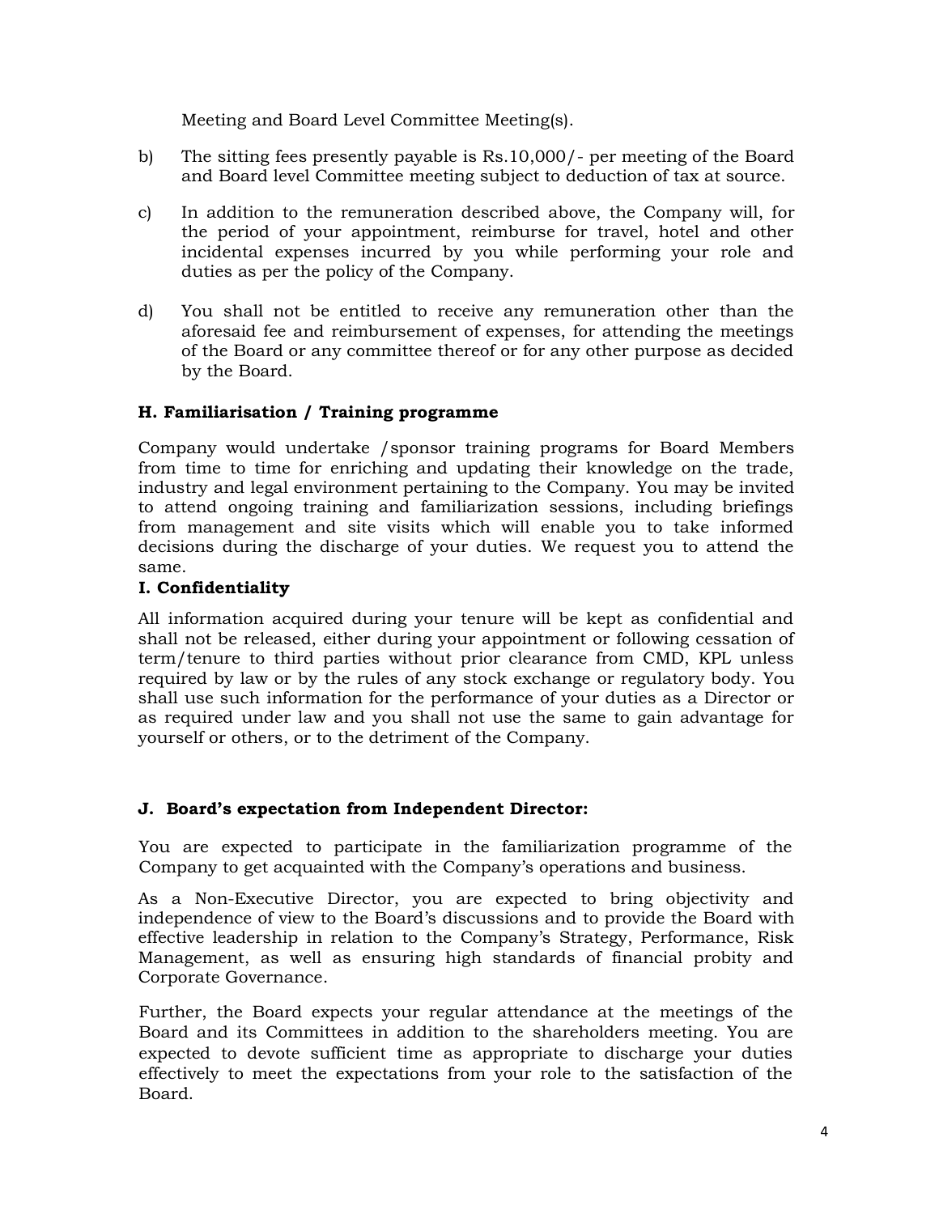Meeting and Board Level Committee Meeting(s).

b) The sitting fees presently payable is Rs.10,000/- per meeting of the Board and Board level Committee meeting subject to deduction of tax at source.

c) In addition to the remuneration described above, the Company will, for the period of your appointment, reimburse for travel, hotel and other incidental expenses incurred by you while performing your role and duties as per the policy of the Company.

d) You shall not be entitled to receive any remuneration other than the aforesaid fee and reimbursement of expenses, for attending the meetings of the Board or any committee thereof or for any other purpose as decided by the Board.

### H. Familiarisation / Training programme

Company would undertake /sponsor training programs for Board Members from time to time for enriching and updating their knowledge on the trade, industry and legal environment pertaining to the Company. You may be invited to attend ongoing training and familiarization sessions, including briefings from management and site visits which will enable you to take informed decisions during the discharge of your duties. We request you to attend the same.

### I. Confidentiality

All information acquired during your tenure will be kept as confidential and shall not be released, either during your appointment or following cessation of term/tenure to third parties without prior clearance from CMD, KPL unless required by law or by the rules of any stock exchange or regulatory body. You shall use such information for the performance of your duties as a Director or as required under law and you shall not use the same to gain advantage for yourself or others, or to the detriment of the Company.

### J. Board's expectation from Independent Director:

You are expected to participate in the familiarization programme of the Company to get acquainted with the Company's operations and business.

As a Non-Executive Director, you are expected to bring objectivity and independence of view to the Board's discussions and to provide the Board with effective leadership in relation to the Company's Strategy, Performance, Risk Management, as well as ensuring high standards of financial probity and Corporate Governance.

Further, the Board expects your regular attendance at the meetings of the Board and its Committees in addition to the shareholders meeting. You are expected to devote sufficient time as appropriate to discharge your duties effectively to meet the expectations from your role to the satisfaction of the Board.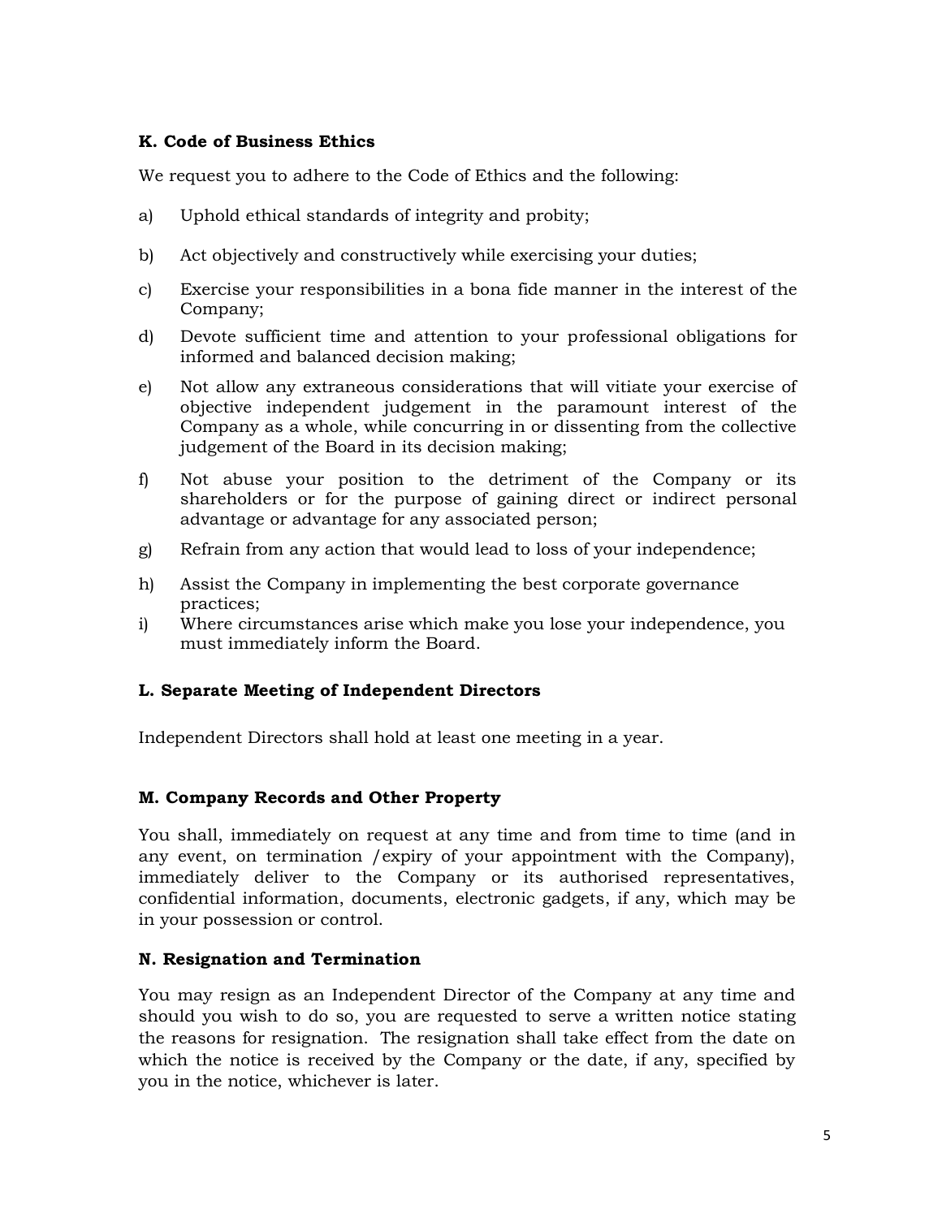**K. Code of Business Ethics**

We request you to adhere to the Code of Ethics and the following:

a) Uphold ethical standards of integrity and probity;

b) Act objectively and constructively while exercising your duties;

c) Exercise your responsibilities in a bona fide manner in the interest of the Company;

d) Devote sufficient time and attention to your professional obligations for informed and balanced decision making;

e) Not allow any extraneous considerations that will vitiate your exercise of objective independent judgement in the paramount interest of the Company as a whole, while concurring in or dissenting from the collective judgement of the Board in its decision making;

f) Not abuse your position to the detriment of the Company or its shareholders or for the purpose of gaining direct or indirect personal advantage or advantage for any associated person;

g) Refrain from any action that would lead to loss of your independence;

h) Assist the Company in implementing the best corporate governance practices;

i) Where circumstances arise which make you lose your independence, you must immediately inform the Board.

**L. Separate Meeting of Independent Directors**

Independent Directors shall hold at least one meeting in a year.

**M. Company Records and Other Property**

You shall, immediately on request at any time and from time to time (and in any event, on termination /expiry of your appointment with the Company), immediately deliver to the Company or its authorised representatives, confidential information, documents, electronic gadgets, if any, which may be in your possession or control.

**N. Resignation and Termination**

You may resign as an Independent Director of the Company at any time and should you wish to do so, you are requested to serve a written notice stating the reasons for resignation. The resignation shall take effect from the date on which the notice is received by the Company or the date, if any, specified by you in the notice, whichever is later.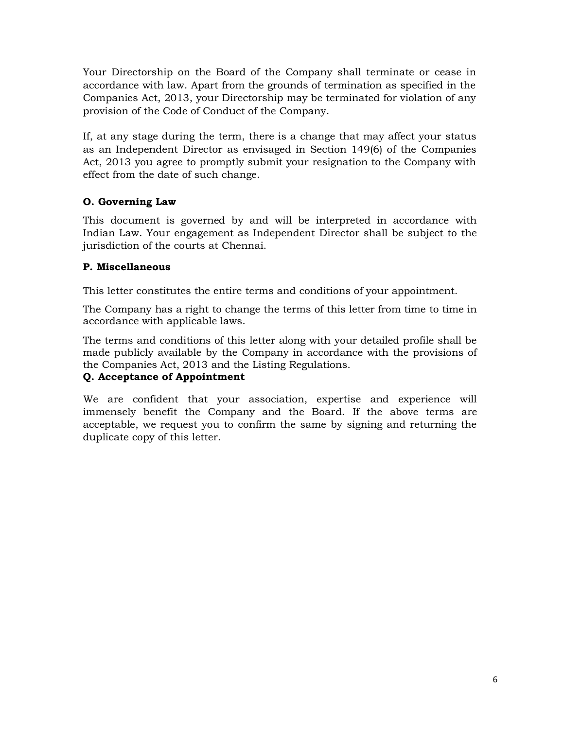Your Directorship on the Board of the Company shall terminate or cease in accordance with law. Apart from the grounds of termination as specified in the Companies Act, 2013, your Directorship may be terminated for violation of any provision of the Code of Conduct of the Company.

If, at any stage during the term, there is a change that may affect your status as an Independent Director as envisaged in Section 149(6) of the Companies Act, 2013 you agree to promptly submit your resignation to the Company with effect from the date of such change.

**O. Governing Law**

This document is governed by and will be interpreted in accordance with Indian Law. Your engagement as Independent Director shall be subject to the jurisdiction of the courts at Chennai.

**P. Miscellaneous**

This letter constitutes the entire terms and conditions of your appointment.

The Company has a right to change the terms of this letter from time to time in accordance with applicable laws.

The terms and conditions of this letter along with your detailed profile shall be made publicly available by the Company in accordance with the provisions of the Companies Act, 2013 and the Listing Regulations.

**Q. Acceptance of Appointment**

We are confident that your association, expertise and experience will immensely benefit the Company and the Board. If the above terms are acceptable, we request you to confirm the same by signing and returning the duplicate copy of this letter.